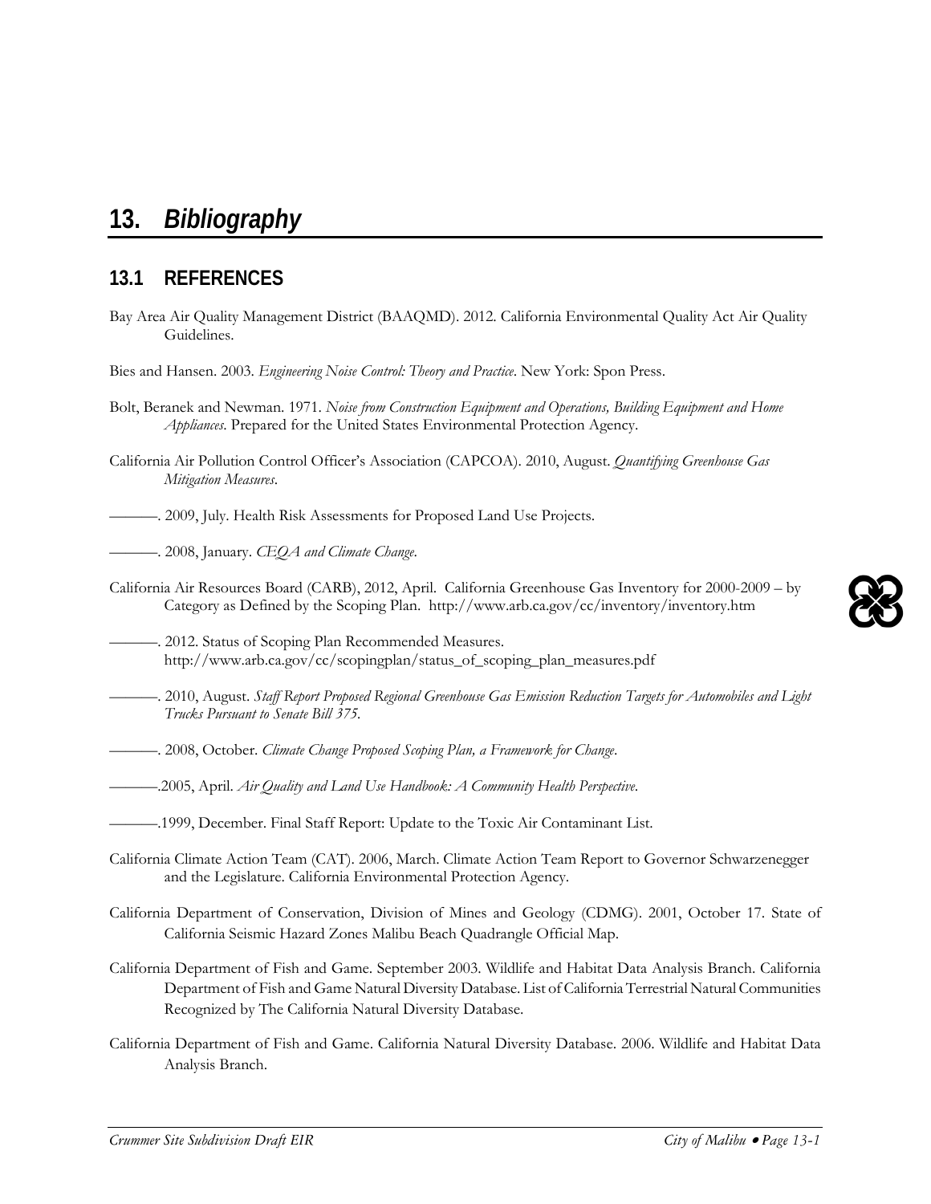# 13. *Bibliography*

## 13.1 REFERENCES

Bay Area Air Quality Management District (BAAQMD). 2012. California Environmental Quality Act Air Quality Guidelines.

Bies and Hansen. 2003. *Engineering Noise Control: Theory and Practice*. New York: Spon Press.

Bolt, Beranek and Newman. 1971. *Noise from Construction Equipment and Operations, Building Equipment and Home Appliances*. Prepared for the United States Environmental Protection Agency.

California Air Pollution Control Officer's Association (CAPCOA). 2010, August. *Quantifying Greenhouse Gas Mitigation Measures*.

———. 2009, July. Health Risk Assessments for Proposed Land Use Projects.

———. 2008, January. *CEQA and Climate Change*.

California Air Resources Board (CARB), 2012, April. California Greenhouse Gas Inventory for 2000-2009 – by Category as Defined by the Scoping Plan. http://www.arb.ca.gov/cc/inventory/inventory.htm

———. 2012. Status of Scoping Plan Recommended Measures. http://www.arb.ca.gov/cc/scopingplan/status_of_scoping_plan_measures.pdf

———. 2010, August. *Staff Report Proposed Regional Greenhouse Gas Emission Reduction Targets for Automobiles and Light Trucks Pursuant to Senate Bill 375*.

———. 2008, October. *Climate Change Proposed Scoping Plan, a Framework for Change*.

———.2005, April. *Air Quality and Land Use Handbook: A Community Health Perspective*.

———.1999, December. Final Staff Report: Update to the Toxic Air Contaminant List.

California Climate Action Team (CAT). 2006, March. Climate Action Team Report to Governor Schwarzenegger and the Legislature. California Environmental Protection Agency.

California Department of Conservation, Division of Mines and Geology (CDMG). 2001, October 17. State of California Seismic Hazard Zones Malibu Beach Quadrangle Official Map.

California Department of Fish and Game. September 2003. Wildlife and Habitat Data Analysis Branch. California Department of Fish and Game Natural Diversity Database. List of California Terrestrial Natural Communities Recognized by The California Natural Diversity Database.

California Department of Fish and Game. California Natural Diversity Database. 2006. Wildlife and Habitat Data Analysis Branch.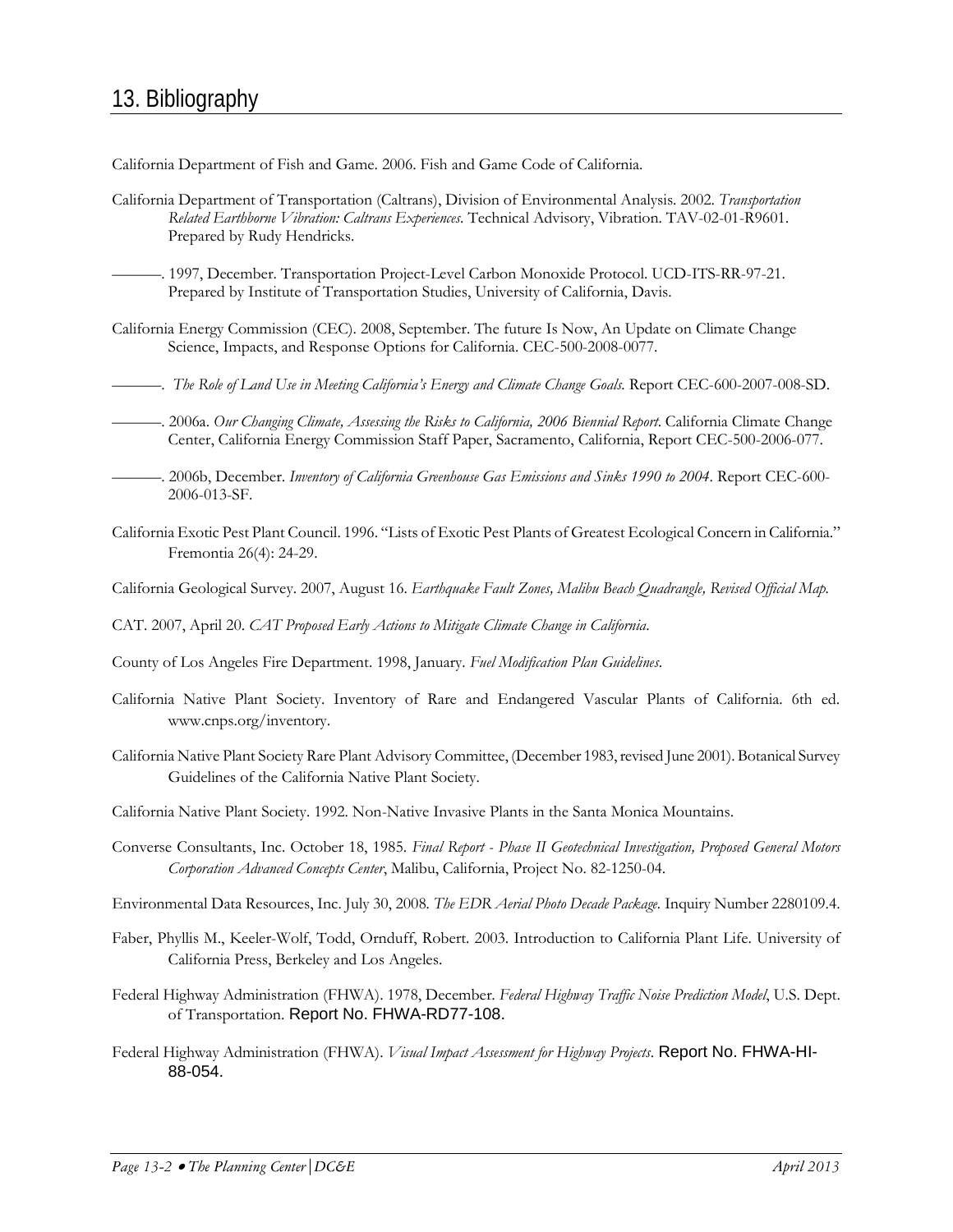# 13. Bibliography

California Department of Fish and Game. 2006. Fish and Game Code of California.

California Department of Transportation (Caltrans), Division of Environmental Analysis. 2002. *Transportation Related Earthborne Vibration: Caltrans Experiences*. Technical Advisory, Vibration. TAV-02-01-R9601. Prepared by Rudy Hendricks.

———. 1997, December. Transportation Project-Level Carbon Monoxide Protocol. UCD-ITS-RR-97-21. Prepared by Institute of Transportation Studies, University of California, Davis.

California Energy Commission (CEC). 2008, September. The future Is Now, An Update on Climate Change Science, Impacts, and Response Options for California. CEC-500-2008-0077.

———. *The Role of Land Use in Meeting California's Energy and Climate Change Goals.* Report CEC-600-2007-008-SD.

———. 2006a. *Our Changing Climate, Assessing the Risks to California, 2006 Biennial Report*. California Climate Change Center, California Energy Commission Staff Paper, Sacramento, California, Report CEC-500-2006-077.

———. 2006b, December. *Inventory of California Greenhouse Gas Emissions and Sinks 1990 to 2004*. Report CEC-600-2006-013-SF.

California Exotic Pest Plant Council. 1996. "Lists of Exotic Pest Plants of Greatest Ecological Concern in California." Fremontia 26(4): 24-29.

California Geological Survey. 2007, August 16. *Earthquake Fault Zones, Malibu Beach Quadrangle, Revised Official Map.*

CAT. 2007, April 20. *CAT Proposed Early Actions to Mitigate Climate Change in California*.

County of Los Angeles Fire Department. 1998, January. *Fuel Modification Plan Guidelines*.

California Native Plant Society. Inventory of Rare and Endangered Vascular Plants of California. 6th ed. www.cnps.org/inventory.

California Native Plant Society Rare Plant Advisory Committee, (December 1983, revised June 2001). Botanical Survey Guidelines of the California Native Plant Society.

California Native Plant Society. 1992. Non-Native Invasive Plants in the Santa Monica Mountains.

Converse Consultants, Inc. October 18, 1985. *Final Report - Phase II Geotechnical Investigation, Proposed General Motors Corporation Advanced Concepts Center*, Malibu, California, Project No. 82-1250-04.

Environmental Data Resources, Inc. July 30, 2008. *The EDR Aerial Photo Decade Package*. Inquiry Number 2280109.4.

Faber, Phyllis M., Keeler-Wolf, Todd, Ornduff, Robert. 2003. Introduction to California Plant Life. University of California Press, Berkeley and Los Angeles.

Federal Highway Administration (FHWA). 1978, December. *Federal Highway Traffic Noise Prediction Model*, U.S. Dept. of Transportation. Report No. FHWA-RD77-108.

Federal Highway Administration (FHWA). *Visual Impact Assessment for Highway Projects*. Report No. FHWA-HI-88-054.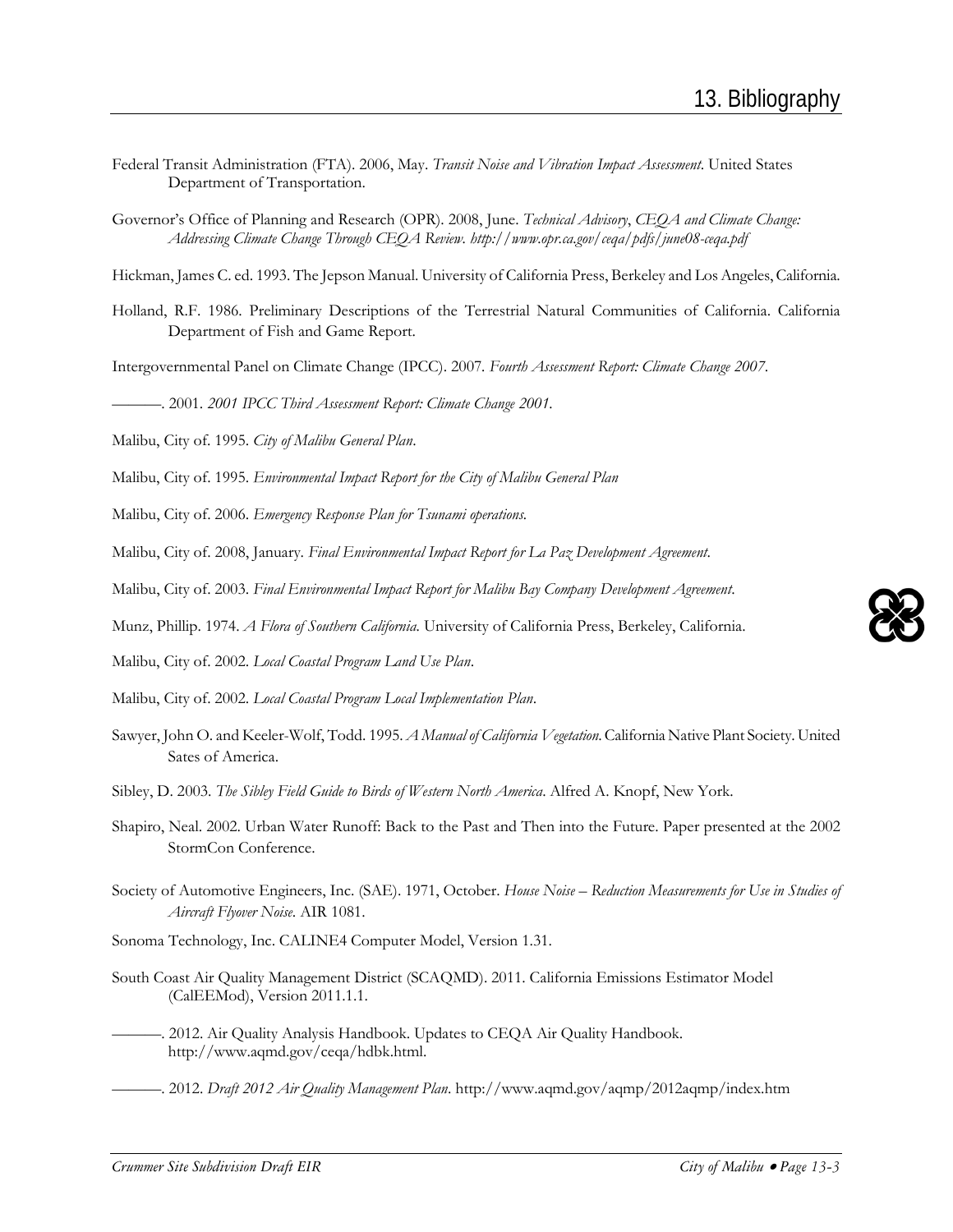Federal Transit Administration (FTA). 2006, May. *Transit Noise and Vibration Impact Assessment*. United States Department of Transportation.

Governor's Office of Planning and Research (OPR). 2008, June. *Technical Advisory, CEQA and Climate Change: Addressing Climate Change Through CEQA Review. http://www.opr.ca.gov/ceqa/pdfs/june08-ceqa.pdf*

Hickman, James C. ed. 1993. The Jepson Manual. University of California Press, Berkeley and Los Angeles, California.

Holland, R.F. 1986. Preliminary Descriptions of the Terrestrial Natural Communities of California. California Department of Fish and Game Report.

Intergovernmental Panel on Climate Change (IPCC). 2007. *Fourth Assessment Report: Climate Change 2007*.

———. 2001. *2001 IPCC Third Assessment Report: Climate Change 2001*.

Malibu, City of. 1995. *City of Malibu General Plan*.

Malibu, City of. 1995. *Environmental Impact Report for the City of Malibu General Plan*

Malibu, City of. 2006. *Emergency Response Plan for Tsunami operations*.

Malibu, City of. 2008, January. *Final Environmental Impact Report for La Paz Development Agreement*.

Malibu, City of. 2003. *Final Environmental Impact Report for Malibu Bay Company Development Agreement*.

Munz, Phillip. 1974. *A Flora of Southern California*. University of California Press, Berkeley, California.

Malibu, City of. 2002. *Local Coastal Program Land Use Plan*.

Malibu, City of. 2002. *Local Coastal Program Local Implementation Plan*.

Sawyer, John O. and Keeler-Wolf, Todd. 1995. *A Manual of California Vegetation*. California Native Plant Society. United Sates of America.

Sibley, D. 2003. *The Sibley Field Guide to Birds of Western North America*. Alfred A. Knopf, New York.

Shapiro, Neal. 2002. Urban Water Runoff: Back to the Past and Then into the Future. Paper presented at the 2002 StormCon Conference.

Society of Automotive Engineers, Inc. (SAE). 1971, October. *House Noise – Reduction Measurements for Use in Studies of Aircraft Flyover Noise*. AIR 1081.

Sonoma Technology, Inc. CALINE4 Computer Model, Version 1.31.

South Coast Air Quality Management District (SCAQMD). 2011. California Emissions Estimator Model (CalEEMod), Version 2011.1.1.

———. 2012. Air Quality Analysis Handbook. Updates to CEQA Air Quality Handbook. http://www.aqmd.gov/ceqa/hdbk.html.

———. 2012. *Draft 2012 Air Quality Management Plan*. http://www.aqmd.gov/aqmp/2012aqmp/index.htm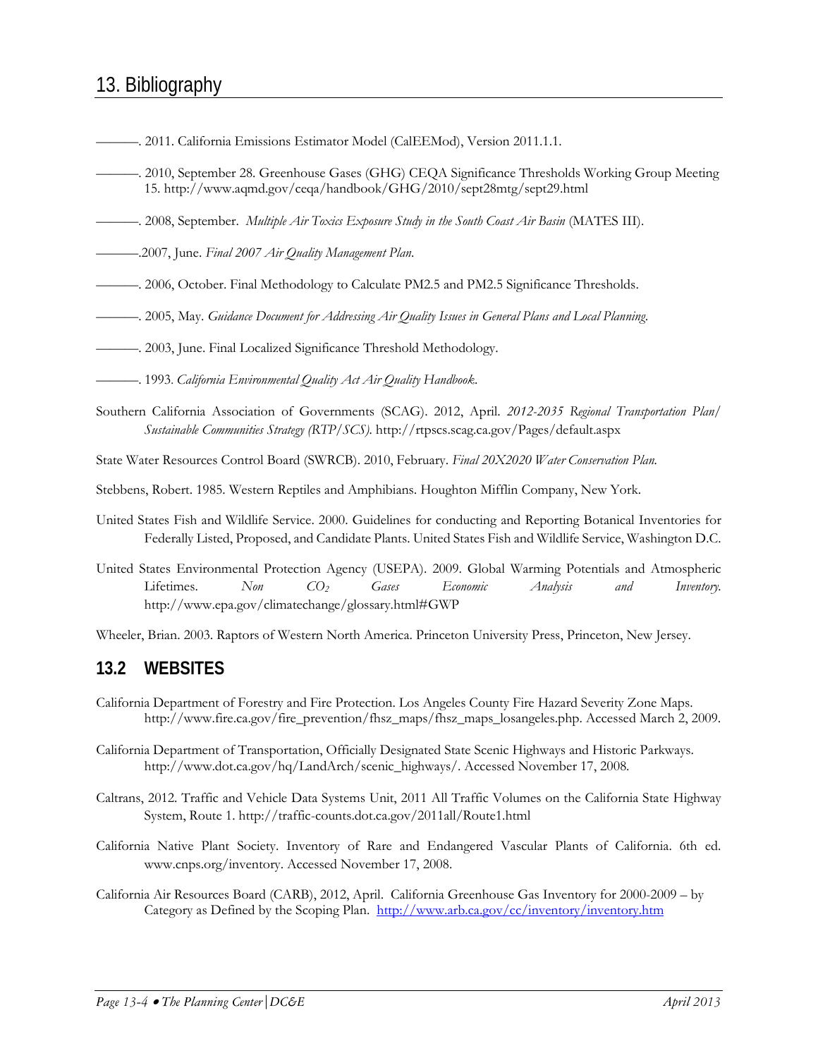# 13. Bibliography

———. 2011. California Emissions Estimator Model (CalEEMod), Version 2011.1.1.

———. 2010, September 28. Greenhouse Gases (GHG) CEQA Significance Thresholds Working Group Meeting 15. http://www.aqmd.gov/ceqa/handbook/GHG/2010/sept28mtg/sept29.html

———. 2008, September. *Multiple Air Toxics Exposure Study in the South Coast Air Basin* (MATES III).

———.2007, June. *Final 2007 Air Quality Management Plan*.

———. 2006, October. Final Methodology to Calculate PM2.5 and PM2.5 Significance Thresholds.

———. 2005, May. *Guidance Document for Addressing Air Quality Issues in General Plans and Local Planning*.

———. 2003, June. Final Localized Significance Threshold Methodology.

———. 1993. *California Environmental Quality Act Air Quality Handbook*.

Southern California Association of Governments (SCAG). 2012, April. *2012-2035 Regional Transportation Plan/ Sustainable Communities Strategy (RTP/SCS)*. http://rtpscs.scag.ca.gov/Pages/default.aspx

State Water Resources Control Board (SWRCB). 2010, February. *Final 20X2020 Water Conservation Plan*.

Stebbens, Robert. 1985. Western Reptiles and Amphibians. Houghton Mifflin Company, New York.

United States Fish and Wildlife Service. 2000. Guidelines for conducting and Reporting Botanical Inventories for Federally Listed, Proposed, and Candidate Plants. United States Fish and Wildlife Service, Washington D.C.

United States Environmental Protection Agency (USEPA). 2009. Global Warming Potentials and Atmospheric Lifetimes. *Non $CO_2$ Gases Economic Analysis and Inventory*. http://www.epa.gov/climatechange/glossary.html#GWP

Wheeler, Brian. 2003. Raptors of Western North America. Princeton University Press, Princeton, New Jersey.

## 13.2 WEBSITES

California Department of Forestry and Fire Protection. Los Angeles County Fire Hazard Severity Zone Maps. http://www.fire.ca.gov/fire_prevention/fhsz_maps/fhsz_maps_losangeles.php. Accessed March 2, 2009.

California Department of Transportation, Officially Designated State Scenic Highways and Historic Parkways. http://www.dot.ca.gov/hq/LandArch/scenic_highways/. Accessed November 17, 2008.

Caltrans, 2012. Traffic and Vehicle Data Systems Unit, 2011 All Traffic Volumes on the California State Highway System, Route 1. http://traffic-counts.dot.ca.gov/2011all/Route1.html

California Native Plant Society. Inventory of Rare and Endangered Vascular Plants of California. 6th ed. www.cnps.org/inventory. Accessed November 17, 2008.

California Air Resources Board (CARB), 2012, April. California Greenhouse Gas Inventory for 2000-2009 – by Category as Defined by the Scoping Plan. http://www.arb.ca.gov/cc/inventory/inventory.htm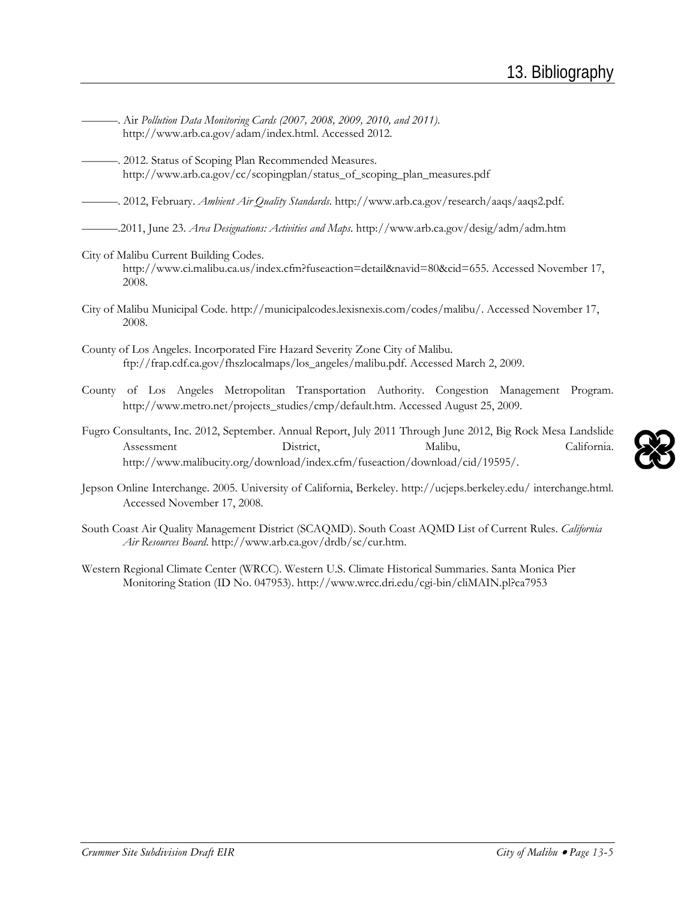———. Air *Pollution Data Monitoring Cards (2007, 2008, 2009, 2010, and 2011)*. http://www.arb.ca.gov/adam/index.html. Accessed 2012.

———. 2012. Status of Scoping Plan Recommended Measures. http://www.arb.ca.gov/cc/scopingplan/status_of_scoping_plan_measures.pdf

———. 2012, February. *Ambient Air Quality Standards*. http://www.arb.ca.gov/research/aaqs/aaqs2.pdf.

———.2011, June 23. *Area Designations: Activities and Maps*. http://www.arb.ca.gov/desig/adm/adm.htm

City of Malibu Current Building Codes. http://www.ci.malibu.ca.us/index.cfm?fuseaction=detail&navid=80&cid=655. Accessed November 17, 2008.

City of Malibu Municipal Code. http://municipalcodes.lexisnexis.com/codes/malibu/. Accessed November 17, 2008.

County of Los Angeles. Incorporated Fire Hazard Severity Zone City of Malibu. ftp://frap.cdf.ca.gov/fhszlocalmaps/los_angeles/malibu.pdf. Accessed March 2, 2009.

County of Los Angeles Metropolitan Transportation Authority. Congestion Management Program. http://www.metro.net/projects_studies/cmp/default.htm. Accessed August 25, 2009.

Fugro Consultants, Inc. 2012, September. Annual Report, July 2011 Through June 2012, Big Rock Mesa Landslide Assessment District, Malibu, California. http://www.malibucity.org/download/index.cfm/fuseaction/download/cid/19595/.

Jepson Online Interchange. 2005. University of California, Berkeley. http://ucjeps.berkeley.edu/ interchange.html. Accessed November 17, 2008.

South Coast Air Quality Management District (SCAQMD). South Coast AQMD List of Current Rules. *California Air Resources Board*. http://www.arb.ca.gov/drdb/sc/cur.htm.

Western Regional Climate Center (WRCC). Western U.S. Climate Historical Summaries. Santa Monica Pier Monitoring Station (ID No. 047953). http://www.wrcc.dri.edu/cgi-bin/cliMAIN.pl?ca7953